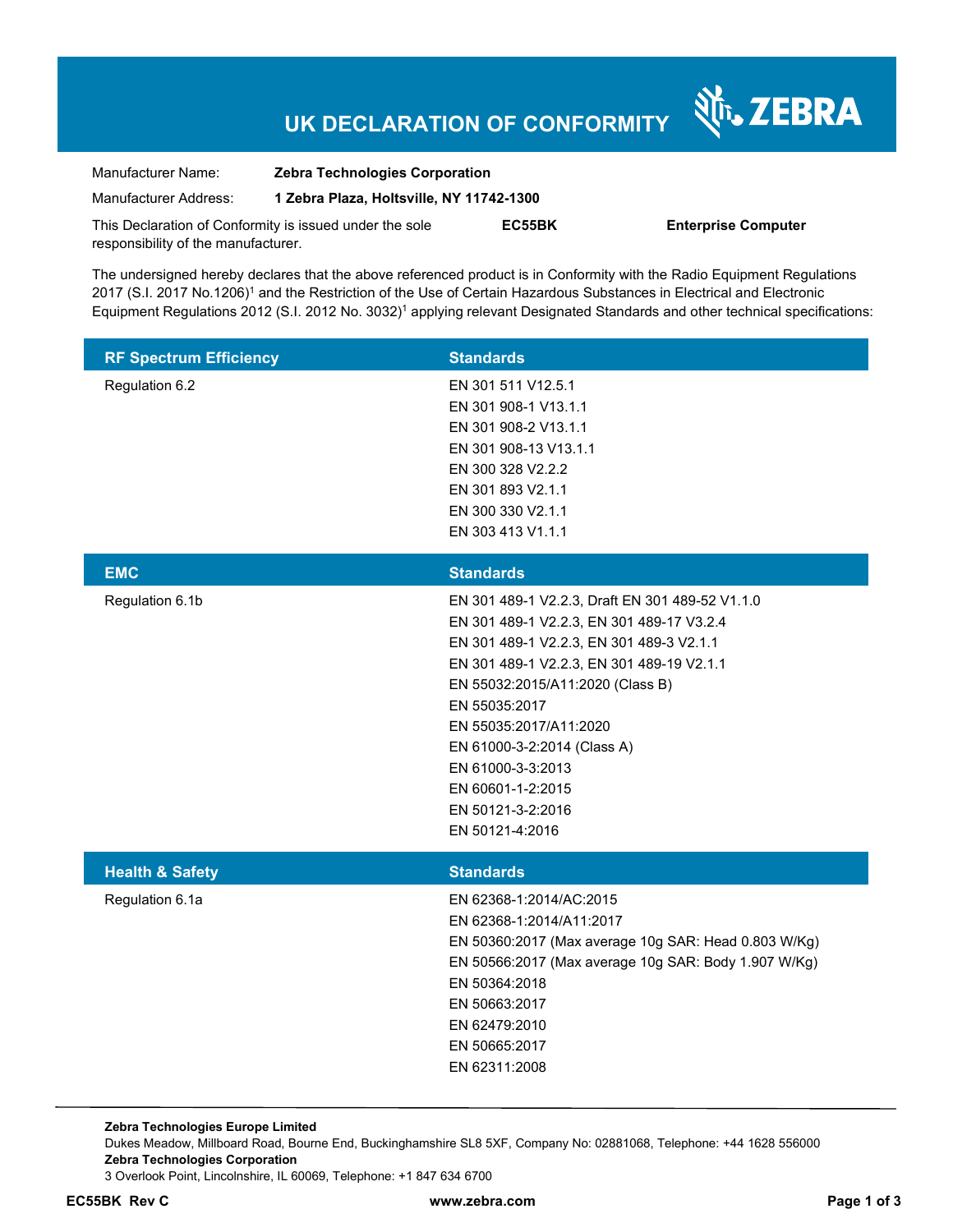# UK DECLARATION OF CONFORMITY

ZEBRA

| | |
|---|---|
| Manufacturer Name: | **Zebra Technologies Corporation** |
| Manufacturer Address: | **1 Zebra Plaza, Holtsville, NY 11742-1300** |

This Declaration of Conformity is issued under the sole responsibility of the manufacturer. **EC55BK** **Enterprise Computer**

The undersigned hereby declares that the above referenced product is in Conformity with the Radio Equipment Regulations 2017 (S.I. 2017 No.1206)[1] and the Restriction of the Use of Certain Hazardous Substances in Electrical and Electronic Equipment Regulations 2012 (S.I. 2012 No. 3032)[1] applying relevant Designated Standards and other technical specifications:

| RF Spectrum Efficiency | Standards |
|---|---|
| Regulation 6.2 | EN 301 511 V12.5.1<br>EN 301 908-1 V13.1.1<br>EN 301 908-2 V13.1.1<br>EN 301 908-13 V13.1.1<br>EN 300 328 V2.2.2<br>EN 301 893 V2.1.1<br>EN 300 330 V2.1.1<br>EN 303 413 V1.1.1 |

| EMC | Standards |
|---|---|
| Regulation 6.1b | EN 301 489-1 V2.2.3, Draft EN 301 489-52 V1.1.0<br>EN 301 489-1 V2.2.3, EN 301 489-17 V3.2.4<br>EN 301 489-1 V2.2.3, EN 301 489-3 V2.1.1<br>EN 301 489-1 V2.2.3, EN 301 489-19 V2.1.1<br>EN 55032:2015/A11:2020 (Class B)<br>EN 55035:2017<br>EN 55035:2017/A11:2020<br>EN 61000-3-2:2014 (Class A)<br>EN 61000-3-3:2013<br>EN 60601-1-2:2015<br>EN 50121-3-2:2016<br>EN 50121-4:2016 |

| Health & Safety | Standards |
|---|---|
| Regulation 6.1a | EN 62368-1:2014/AC:2015<br>EN 62368-1:2014/A11:2017<br>EN 50360:2017 (Max average 10g SAR: Head 0.803 W/Kg)<br>EN 50566:2017 (Max average 10g SAR: Body 1.907 W/Kg)<br>EN 50364:2018<br>EN 50663:2017<br>EN 62479:2010<br>EN 50665:2017<br>EN 62311:2008 |

**Zebra Technologies Europe Limited**
Dukes Meadow, Millboard Road, Bourne End, Buckinghamshire SL8 5XF, Company No: 02881068, Telephone: +44 1628 556000
**Zebra Technologies Corporation**
3 Overlook Point, Lincolnshire, IL 60069, Telephone: +1 847 634 6700

**EC55BK Rev C** **www.zebra.com**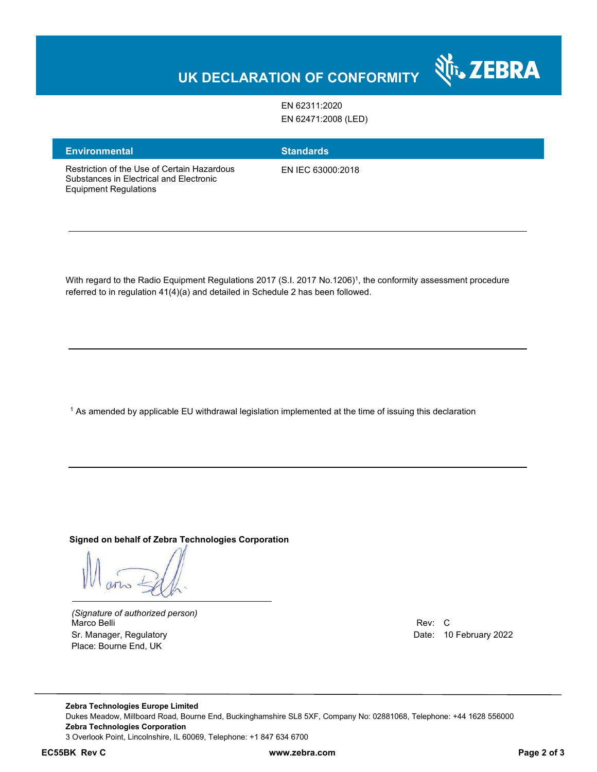# UK DECLARATION OF CONFORMITY

| | |
|---|---|
| | EN 62311:2020 |
| | EN 62471:2008 (LED) |

| Environmental | Standards |
|---|---|
| Restriction of the Use of Certain Hazardous Substances in Electrical and Electronic Equipment Regulations | EN IEC 63000:2018 |

---

With regard to the Radio Equipment Regulations 2017 (S.I. 2017 No.1206)[1], the conformity assessment procedure referred to in regulation 41(4)(a) and detailed in Schedule 2 has been followed.

---

[1] As amended by applicable EU withdrawal legislation implemented at the time of issuing this declaration

---

**Signed on behalf of Zebra Technologies Corporation**

*(Signature of authorized person)*
Marco Belli
Sr. Manager, Regulatory
Place: Bourne End, UK

Rev: C
Date: 10 February 2022

**Zebra Technologies Europe Limited**
Dukes Meadow, Millboard Road, Bourne End, Buckinghamshire SL8 5XF, Company No: 02881068, Telephone: +44 1628 556000
**Zebra Technologies Corporation**
3 Overlook Point, Lincolnshire, IL 60069, Telephone: +1 847 634 6700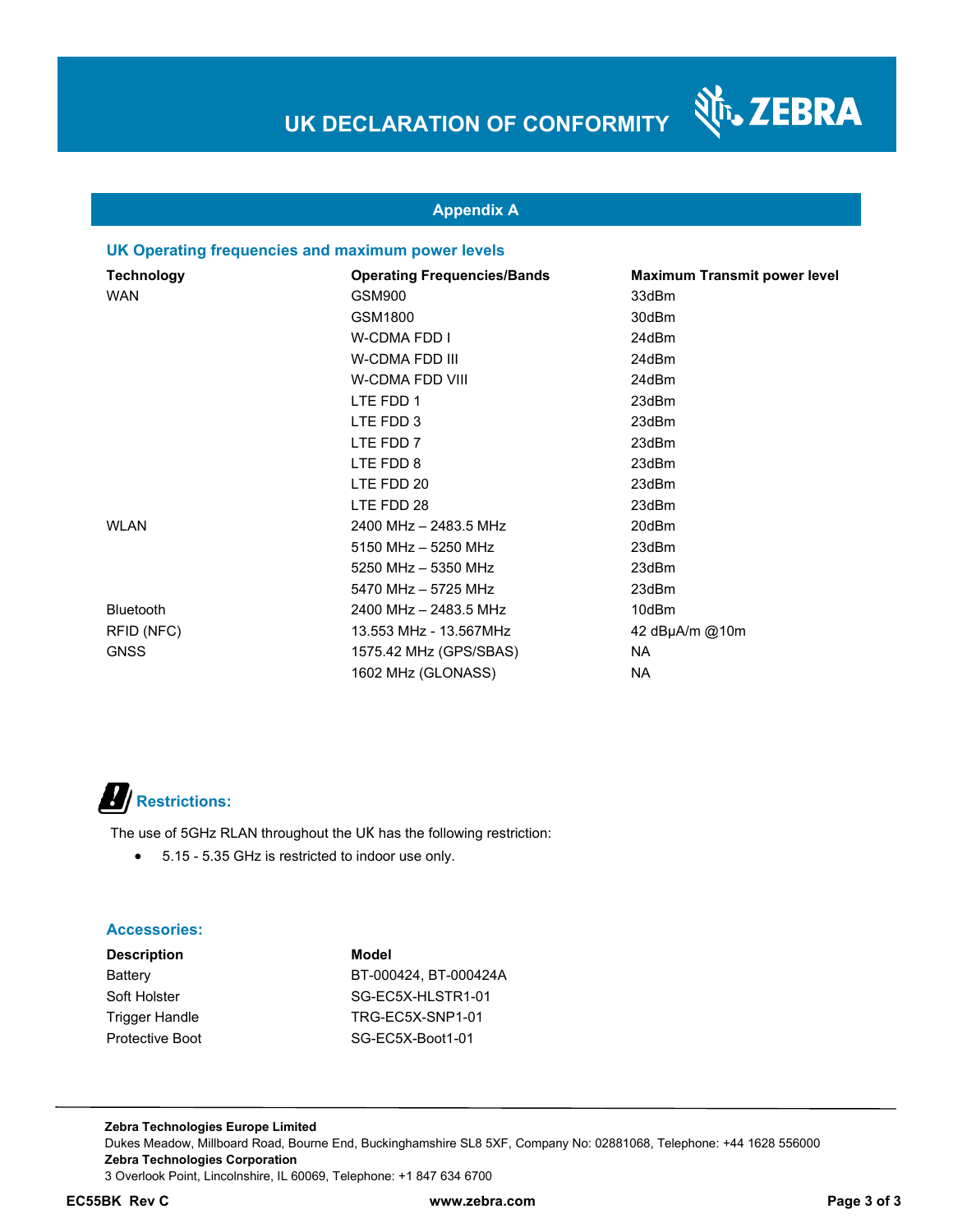# UK DECLARATION OF CONFORMITY

## Appendix A

### UK Operating frequencies and maximum power levels

| Technology | Operating Frequencies/Bands | Maximum Transmit power level |
|---|---|---|
| WAN | GSM900 | 33dBm |
| | GSM1800 | 30dBm |
| | W-CDMA FDD I | 24dBm |
| | W-CDMA FDD III | 24dBm |
| | W-CDMA FDD VIII | 24dBm |
| | LTE FDD 1 | 23dBm |
| | LTE FDD 3 | 23dBm |
| | LTE FDD 7 | 23dBm |
| | LTE FDD 8 | 23dBm |
| | LTE FDD 20 | 23dBm |
| | LTE FDD 28 | 23dBm |
| WLAN | 2400 MHz – 2483.5 MHz | 20dBm |
| | 5150 MHz – 5250 MHz | 23dBm |
| | 5250 MHz – 5350 MHz | 23dBm |
| | 5470 MHz – 5725 MHz | 23dBm |
| Bluetooth | 2400 MHz – 2483.5 MHz | 10dBm |
| RFID (NFC) | 13.553 MHz - 13.567MHz | 42 dBμA/m @10m |
| GNSS | 1575.42 MHz (GPS/SBAS) | NA |
| | 1602 MHz (GLONASS) | NA |

### Restrictions:

The use of 5GHz RLAN throughout the UK has the following restriction:

- 5.15 - 5.35 GHz is restricted to indoor use only.

### Accessories:

| Description | Model |
|---|---|
| Battery | BT-000424, BT-000424A |
| Soft Holster | SG-EC5X-HLSTR1-01 |
| Trigger Handle | TRG-EC5X-SNP1-01 |
| Protective Boot | SG-EC5X-Boot1-01 |

**Zebra Technologies Europe Limited**
Dukes Meadow, Millboard Road, Bourne End, Buckinghamshire SL8 5XF, Company No: 02881068, Telephone: +44 1628 556000
**Zebra Technologies Corporation**
3 Overlook Point, Lincolnshire, IL 60069, Telephone: +1 847 634 6700

**EC55BK Rev C** **www.zebra.com**